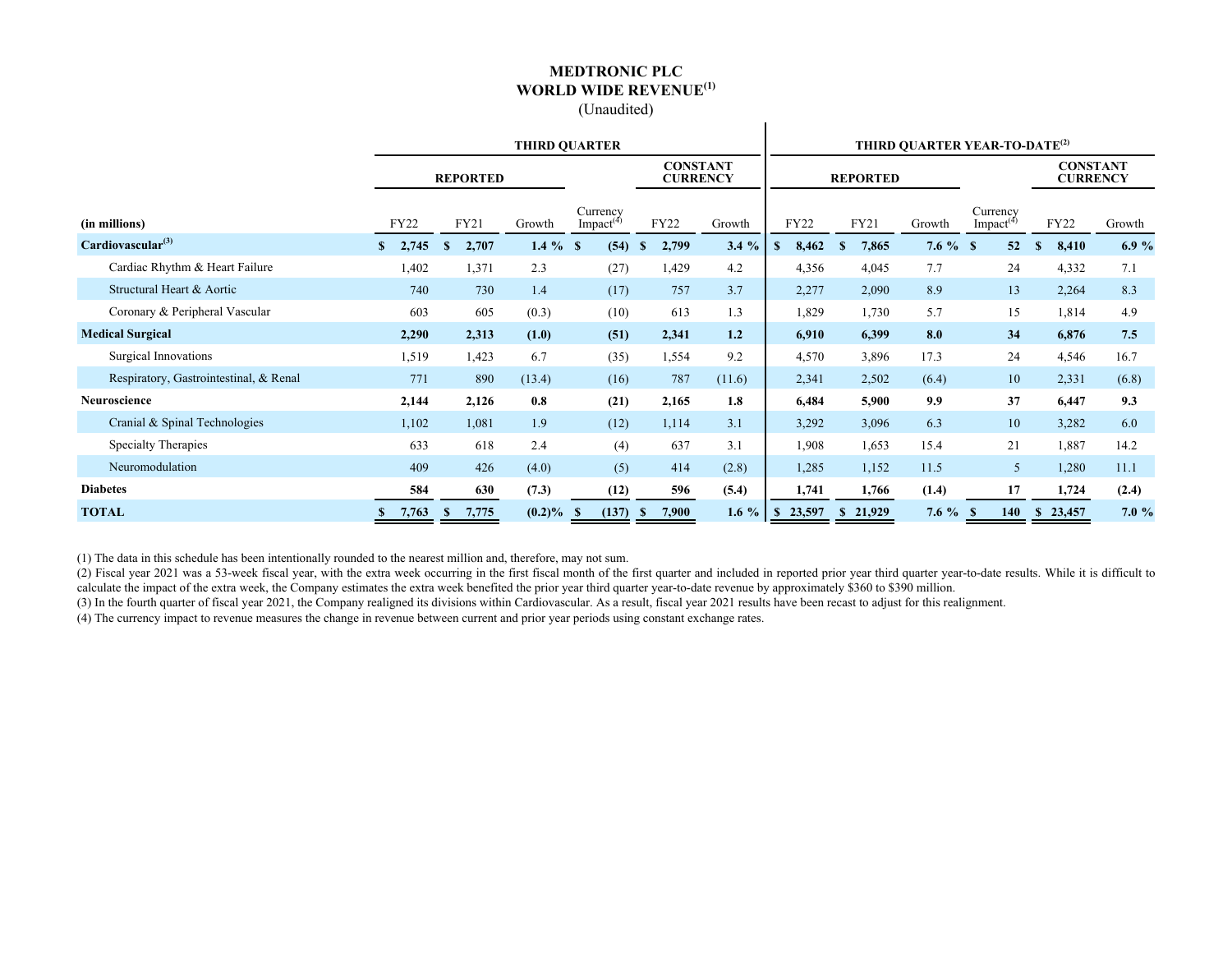# MEDTRONIC PLC

## WORLD WIDE REVENUE[1]

(Unaudited)

| | THIRD QUARTER | | | | | | THIRD QUARTER YEAR-TO-DATE[2] | | | | | |
|---|---|---|---|---|---|---|---|---|---|---|---|---|
| | REPORTED | | | | CONSTANT CURRENCY | | REPORTED | | | | CONSTANT CURRENCY | |
| (in millions) | FY22 | FY21 | Growth | Currency Impact[4] | FY22 | Growth | FY22 | FY21 | Growth | Currency Impact[4] | FY22 | Growth |
| **Cardiovascular[3]** | **$ 2,745** | **$ 2,707** | **1.4 %** | **$ (54)** | **$ 2,799** | **3.4 %** | **$ 8,462** | **$ 7,865** | **7.6 %** | **$ 52** | **$ 8,410** | **6.9 %** |
| Cardiac Rhythm & Heart Failure | 1,402 | 1,371 | 2.3 | (27) | 1,429 | 4.2 | 4,356 | 4,045 | 7.7 | 24 | 4,332 | 7.1 |
| Structural Heart & Aortic | 740 | 730 | 1.4 | (17) | 757 | 3.7 | 2,277 | 2,090 | 8.9 | 13 | 2,264 | 8.3 |
| Coronary & Peripheral Vascular | 603 | 605 | (0.3) | (10) | 613 | 1.3 | 1,829 | 1,730 | 5.7 | 15 | 1,814 | 4.9 |
| **Medical Surgical** | **2,290** | **2,313** | **(1.0)** | **(51)** | **2,341** | **1.2** | **6,910** | **6,399** | **8.0** | **34** | **6,876** | **7.5** |
| Surgical Innovations | 1,519 | 1,423 | 6.7 | (35) | 1,554 | 9.2 | 4,570 | 3,896 | 17.3 | 24 | 4,546 | 16.7 |
| Respiratory, Gastrointestinal, & Renal | 771 | 890 | (13.4) | (16) | 787 | (11.6) | 2,341 | 2,502 | (6.4) | 10 | 2,331 | (6.8) |
| **Neuroscience** | **2,144** | **2,126** | **0.8** | **(21)** | **2,165** | **1.8** | **6,484** | **5,900** | **9.9** | **37** | **6,447** | **9.3** |
| Cranial & Spinal Technologies | 1,102 | 1,081 | 1.9 | (12) | 1,114 | 3.1 | 3,292 | 3,096 | 6.3 | 10 | 3,282 | 6.0 |
| Specialty Therapies | 633 | 618 | 2.4 | (4) | 637 | 3.1 | 1,908 | 1,653 | 15.4 | 21 | 1,887 | 14.2 |
| Neuromodulation | 409 | 426 | (4.0) | (5) | 414 | (2.8) | 1,285 | 1,152 | 11.5 | 5 | 1,280 | 11.1 |
| **Diabetes** | **584** | **630** | **(7.3)** | **(12)** | **596** | **(5.4)** | **1,741** | **1,766** | **(1.4)** | **17** | **1,724** | **(2.4)** |
| **TOTAL** | **$ 7,763** | **$ 7,775** | **(0.2)%** | **$ (137)** | **$ 7,900** | **1.6 %** | **$ 23,597** | **$ 21,929** | **7.6 %** | **$ 140** | **$ 23,457** | **7.0 %** |

(1) The data in this schedule has been intentionally rounded to the nearest million and, therefore, may not sum.

(2) Fiscal year 2021 was a 53-week fiscal year, with the extra week occurring in the first fiscal month of the first quarter and included in reported prior year third quarter year-to-date results. While it is difficult to calculate the impact of the extra week, the Company estimates the extra week benefited the prior year third quarter year-to-date revenue by approximately $360 to $390 million.

(3) In the fourth quarter of fiscal year 2021, the Company realigned its divisions within Cardiovascular. As a result, fiscal year 2021 results have been recast to adjust for this realignment.

(4) The currency impact to revenue measures the change in revenue between current and prior year periods using constant exchange rates.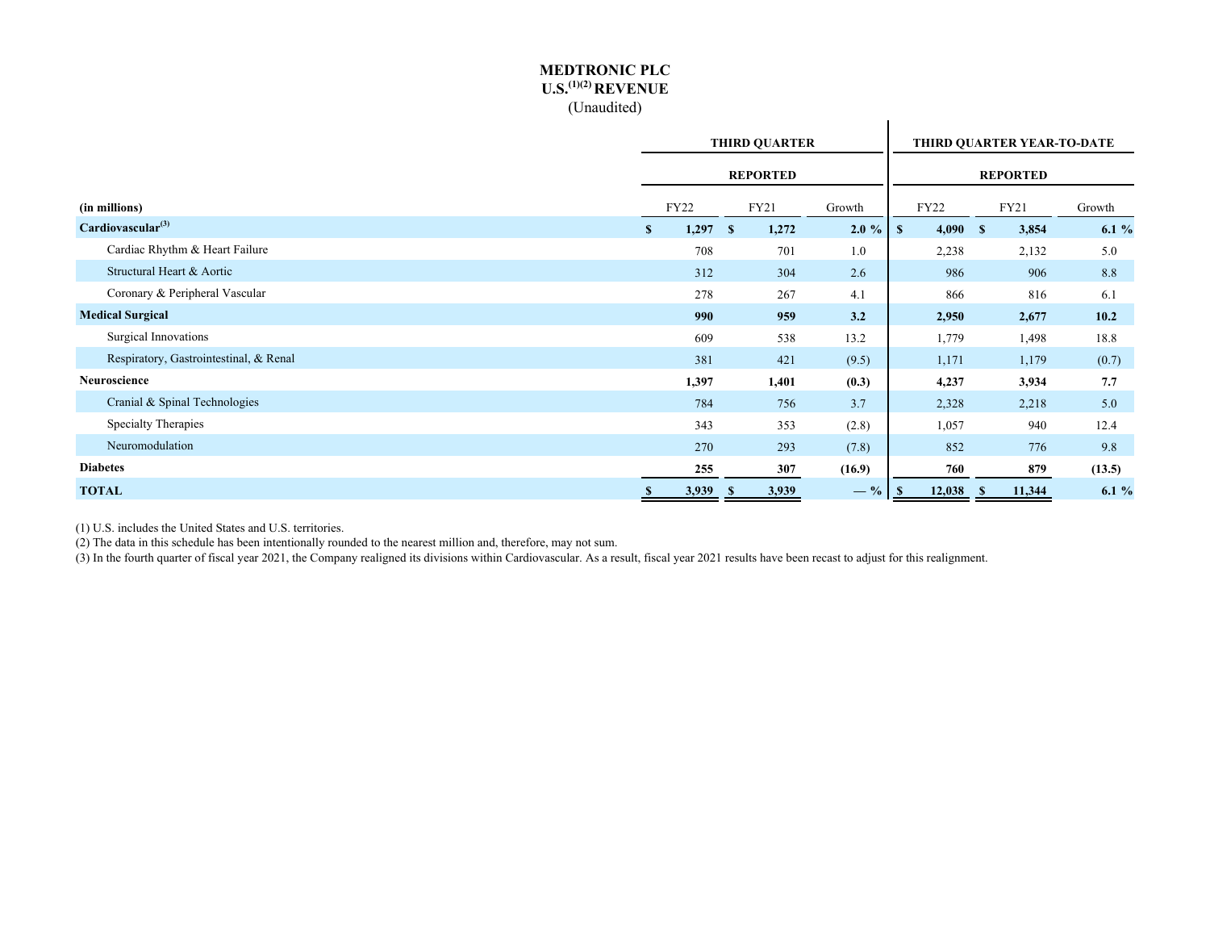# MEDTRONIC PLC
## U.S.[1][2] REVENUE
(Unaudited)

| (in millions) | THIRD QUARTER | | | THIRD QUARTER YEAR-TO-DATE | | |
|---|---|---|---|---|---|---|
| | REPORTED | | | REPORTED | | |
| | FY22 | FY21 | Growth | FY22 | FY21 | Growth |
| **Cardiovascular[3]** | **$ 1,297** | **$ 1,272** | **2.0 %** | **$ 4,090** | **$ 3,854** | **6.1 %** |
| Cardiac Rhythm & Heart Failure | 708 | 701 | 1.0 | 2,238 | 2,132 | 5.0 |
| Structural Heart & Aortic | 312 | 304 | 2.6 | 986 | 906 | 8.8 |
| Coronary & Peripheral Vascular | 278 | 267 | 4.1 | 866 | 816 | 6.1 |
| **Medical Surgical** | **990** | **959** | **3.2** | **2,950** | **2,677** | **10.2** |
| Surgical Innovations | 609 | 538 | 13.2 | 1,779 | 1,498 | 18.8 |
| Respiratory, Gastrointestinal, & Renal | 381 | 421 | (9.5) | 1,171 | 1,179 | (0.7) |
| **Neuroscience** | **1,397** | **1,401** | **(0.3)** | **4,237** | **3,934** | **7.7** |
| Cranial & Spinal Technologies | 784 | 756 | 3.7 | 2,328 | 2,218 | 5.0 |
| Specialty Therapies | 343 | 353 | (2.8) | 1,057 | 940 | 12.4 |
| Neuromodulation | 270 | 293 | (7.8) | 852 | 776 | 9.8 |
| **Diabetes** | **255** | **307** | **(16.9)** | **760** | **879** | **(13.5)** |
| **TOTAL** | **$ 3,939** | **$ 3,939** | **— %** | **$ 12,038** | **$ 11,344** | **6.1 %** |

(1) U.S. includes the United States and U.S. territories.
(2) The data in this schedule has been intentionally rounded to the nearest million and, therefore, may not sum.
(3) In the fourth quarter of fiscal year 2021, the Company realigned its divisions within Cardiovascular. As a result, fiscal year 2021 results have been recast to adjust for this realignment.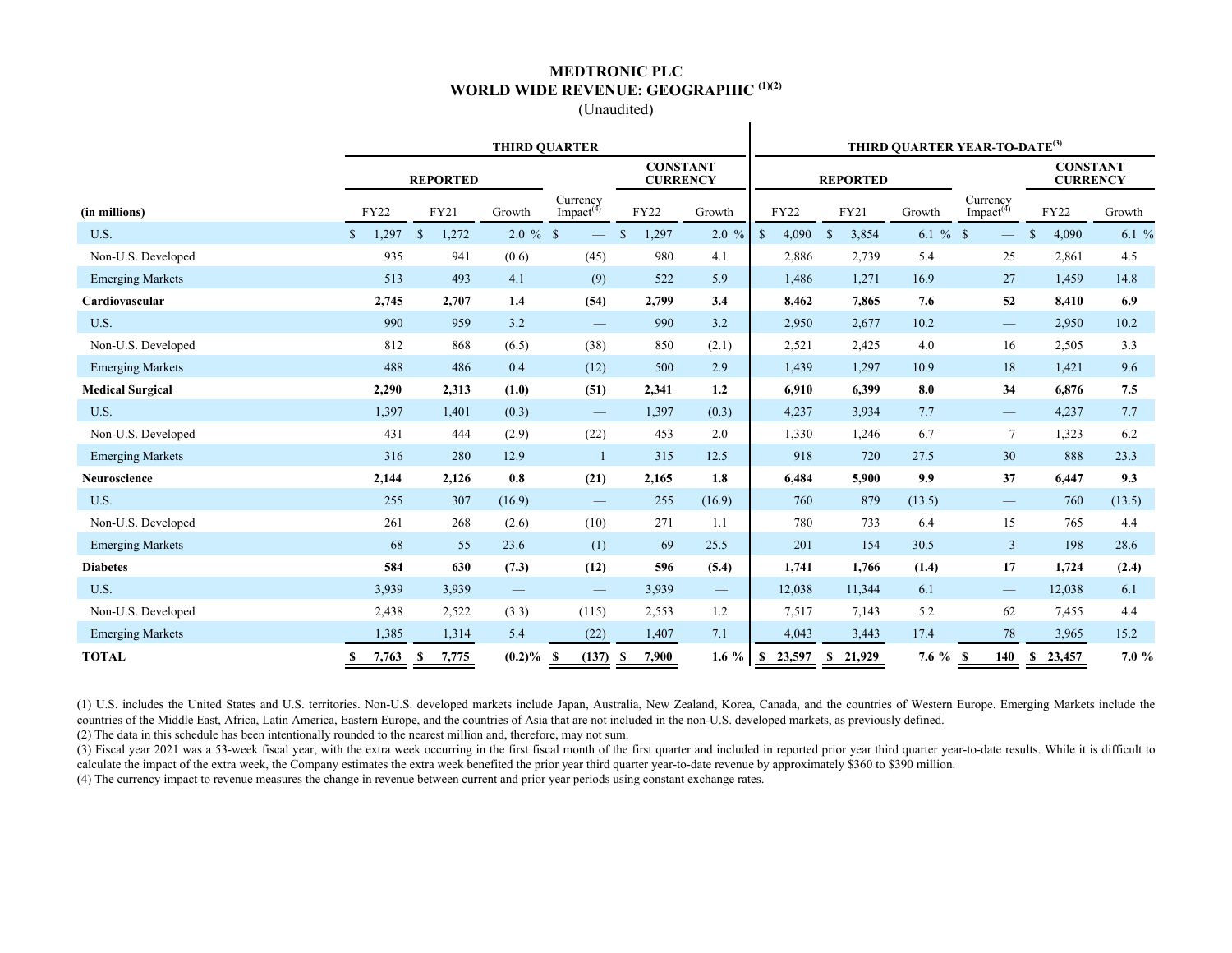# MEDTRONIC PLC
## WORLD WIDE REVENUE: GEOGRAPHIC (1)(2)
(Unaudited)

| (in millions) | THIRD QUARTER | | | | | | THIRD QUARTER YEAR-TO-DATE(3) | | | | | |
|---|---|---|---|---|---|---|---|---|---|---|---|---|
| | REPORTED | | | | CONSTANT CURRENCY | | REPORTED | | | | CONSTANT CURRENCY | |
| | FY22 | FY21 | Growth | Currency Impact(4) | FY22 | Growth | FY22 | FY21 | Growth | Currency Impact(4) | FY22 | Growth |
| U.S. | $ 1,297 | $ 1,272 | 2.0 % | $ — | $ 1,297 | 2.0 % | $ 4,090 | $ 3,854 | 6.1 % | $ — | $ 4,090 | 6.1 % |
| Non-U.S. Developed | 935 | 941 | (0.6) | (45) | 980 | 4.1 | 2,886 | 2,739 | 5.4 | 25 | 2,861 | 4.5 |
| Emerging Markets | 513 | 493 | 4.1 | (9) | 522 | 5.9 | 1,486 | 1,271 | 16.9 | 27 | 1,459 | 14.8 |
| **Cardiovascular** | **2,745** | **2,707** | **1.4** | **(54)** | **2,799** | **3.4** | **8,462** | **7,865** | **7.6** | **52** | **8,410** | **6.9** |
| U.S. | 990 | 959 | 3.2 | — | 990 | 3.2 | 2,950 | 2,677 | 10.2 | — | 2,950 | 10.2 |
| Non-U.S. Developed | 812 | 868 | (6.5) | (38) | 850 | (2.1) | 2,521 | 2,425 | 4.0 | 16 | 2,505 | 3.3 |
| Emerging Markets | 488 | 486 | 0.4 | (12) | 500 | 2.9 | 1,439 | 1,297 | 10.9 | 18 | 1,421 | 9.6 |
| **Medical Surgical** | **2,290** | **2,313** | **(1.0)** | **(51)** | **2,341** | **1.2** | **6,910** | **6,399** | **8.0** | **34** | **6,876** | **7.5** |
| U.S. | 1,397 | 1,401 | (0.3) | — | 1,397 | (0.3) | 4,237 | 3,934 | 7.7 | — | 4,237 | 7.7 |
| Non-U.S. Developed | 431 | 444 | (2.9) | (22) | 453 | 2.0 | 1,330 | 1,246 | 6.7 | 7 | 1,323 | 6.2 |
| Emerging Markets | 316 | 280 | 12.9 | 1 | 315 | 12.5 | 918 | 720 | 27.5 | 30 | 888 | 23.3 |
| **Neuroscience** | **2,144** | **2,126** | **0.8** | **(21)** | **2,165** | **1.8** | **6,484** | **5,900** | **9.9** | **37** | **6,447** | **9.3** |
| U.S. | 255 | 307 | (16.9) | — | 255 | (16.9) | 760 | 879 | (13.5) | — | 760 | (13.5) |
| Non-U.S. Developed | 261 | 268 | (2.6) | (10) | 271 | 1.1 | 780 | 733 | 6.4 | 15 | 765 | 4.4 |
| Emerging Markets | 68 | 55 | 23.6 | (1) | 69 | 25.5 | 201 | 154 | 30.5 | 3 | 198 | 28.6 |
| **Diabetes** | **584** | **630** | **(7.3)** | **(12)** | **596** | **(5.4)** | **1,741** | **1,766** | **(1.4)** | **17** | **1,724** | **(2.4)** |
| U.S. | 3,939 | 3,939 | — | — | 3,939 | — | 12,038 | 11,344 | 6.1 | — | 12,038 | 6.1 |
| Non-U.S. Developed | 2,438 | 2,522 | (3.3) | (115) | 2,553 | 1.2 | 7,517 | 7,143 | 5.2 | 62 | 7,455 | 4.4 |
| Emerging Markets | 1,385 | 1,314 | 5.4 | (22) | 1,407 | 7.1 | 4,043 | 3,443 | 17.4 | 78 | 3,965 | 15.2 |
| **TOTAL** | **$ 7,763** | **$ 7,775** | **(0.2)%** | **$ (137)** | **$ 7,900** | **1.6 %** | **$ 23,597** | **$ 21,929** | **7.6 %** | **$ 140** | **$ 23,457** | **7.0 %** |

(1) U.S. includes the United States and U.S. territories. Non-U.S. developed markets include Japan, Australia, New Zealand, Korea, Canada, and the countries of Western Europe. Emerging Markets include the countries of the Middle East, Africa, Latin America, Eastern Europe, and the countries of Asia that are not included in the non-U.S. developed markets, as previously defined.

(2) The data in this schedule has been intentionally rounded to the nearest million and, therefore, may not sum.

(3) Fiscal year 2021 was a 53-week fiscal year, with the extra week occurring in the first fiscal month of the first quarter and included in reported prior year third quarter year-to-date results. While it is difficult to calculate the impact of the extra week, the Company estimates the extra week benefited the prior year third quarter year-to-date revenue by approximately $360 to $390 million.

(4) The currency impact to revenue measures the change in revenue between current and prior year periods using constant exchange rates.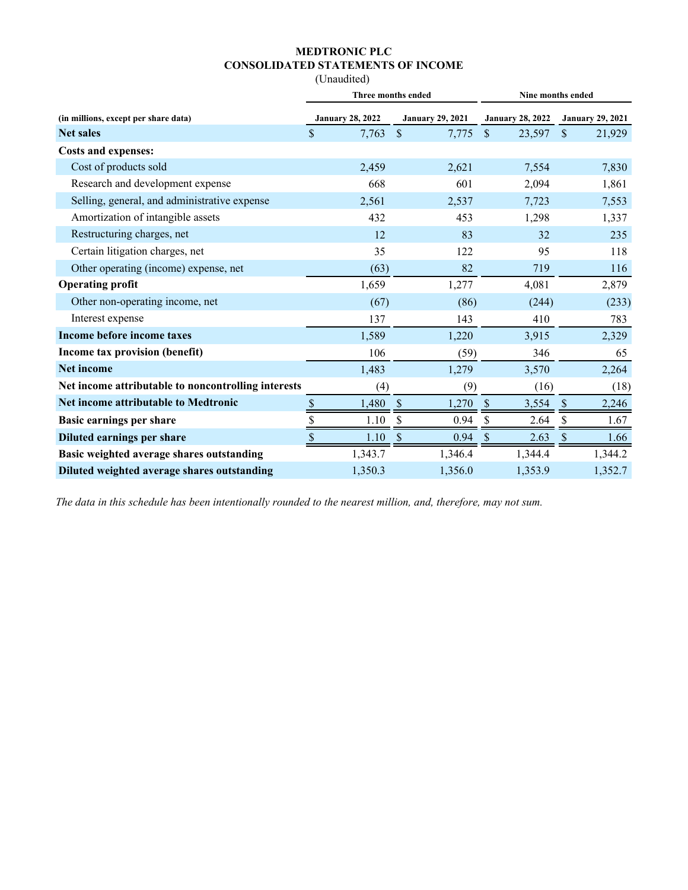# MEDTRONIC PLC
## CONSOLIDATED STATEMENTS OF INCOME
(Unaudited)

| (in millions, except per share data) | Three months ended | | Nine months ended | |
|---|---|---|---|---|
| | January 28, 2022 | January 29, 2021 | January 28, 2022 | January 29, 2021 |
| **Net sales** | $ 7,763 | $ 7,775 | $ 23,597 | $ 21,929 |
| **Costs and expenses:** | | | | |
| Cost of products sold | 2,459 | 2,621 | 7,554 | 7,830 |
| Research and development expense | 668 | 601 | 2,094 | 1,861 |
| Selling, general, and administrative expense | 2,561 | 2,537 | 7,723 | 7,553 |
| Amortization of intangible assets | 432 | 453 | 1,298 | 1,337 |
| Restructuring charges, net | 12 | 83 | 32 | 235 |
| Certain litigation charges, net | 35 | 122 | 95 | 118 |
| Other operating (income) expense, net | (63) | 82 | 719 | 116 |
| **Operating profit** | 1,659 | 1,277 | 4,081 | 2,879 |
| Other non-operating income, net | (67) | (86) | (244) | (233) |
| Interest expense | 137 | 143 | 410 | 783 |
| **Income before income taxes** | 1,589 | 1,220 | 3,915 | 2,329 |
| **Income tax provision (benefit)** | 106 | (59) | 346 | 65 |
| **Net income** | 1,483 | 1,279 | 3,570 | 2,264 |
| **Net income attributable to noncontrolling interests** | (4) | (9) | (16) | (18) |
| **Net income attributable to Medtronic** | $ 1,480 | $ 1,270 | $ 3,554 | $ 2,246 |
| **Basic earnings per share** | $ 1.10 | $ 0.94 | $ 2.64 | $ 1.67 |
| **Diluted earnings per share** | $ 1.10 | $ 0.94 | $ 2.63 | $ 1.66 |
| **Basic weighted average shares outstanding** | 1,343.7 | 1,346.4 | 1,344.4 | 1,344.2 |
| **Diluted weighted average shares outstanding** | 1,350.3 | 1,356.0 | 1,353.9 | 1,352.7 |

*The data in this schedule has been intentionally rounded to the nearest million, and, therefore, may not sum.*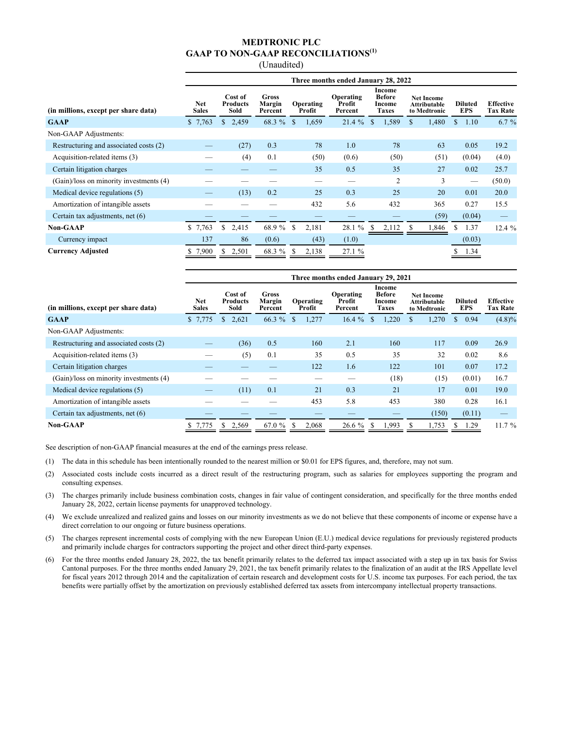# MEDTRONIC PLC

## GAAP TO NON-GAAP RECONCILIATIONS[(1)]

(Unaudited)

| | Three months ended January 28, 2022 | | | | | | | | |
|---|---|---|---|---|---|---|---|---|---|
| **(in millions, except per share data)** | **Net Sales** | **Cost of Products Sold** | **Gross Margin Percent** | **Operating Profit** | **Operating Profit Percent** | **Income Before Income Taxes** | **Net Income Attributable to Medtronic** | **Diluted EPS** | **Effective Tax Rate** |
| **GAAP** | $ 7,763 | $ 2,459 | 68.3 % | $ 1,659 | 21.4 % | $ 1,589 | $ 1,480 | $ 1.10 | 6.7 % |
| Non-GAAP Adjustments: | | | | | | | | | |
| Restructuring and associated costs (2) | — | (27) | 0.3 | 78 | 1.0 | 78 | 63 | 0.05 | 19.2 |
| Acquisition-related items (3) | — | (4) | 0.1 | (50) | (0.6) | (50) | (51) | (0.04) | (4.0) |
| Certain litigation charges | — | — | — | 35 | 0.5 | 35 | 27 | 0.02 | 25.7 |
| (Gain)/loss on minority investments (4) | — | — | — | — | — | 2 | 3 | — | (50.0) |
| Medical device regulations (5) | — | (13) | 0.2 | 25 | 0.3 | 25 | 20 | 0.01 | 20.0 |
| Amortization of intangible assets | — | — | — | 432 | 5.6 | 432 | 365 | 0.27 | 15.5 |
| Certain tax adjustments, net (6) | — | — | — | — | — | — | (59) | (0.04) | — |
| **Non-GAAP** | $ 7,763 | $ 2,415 | 68.9 % | $ 2,181 | 28.1 % | $ 2,112 | $ 1,846 | $ 1.37 | 12.4 % |
| Currency impact | 137 | 86 | (0.6) | (43) | (1.0) | | | (0.03) | |
| **Currency Adjusted** | $ 7,900 | $ 2,501 | 68.3 % | $ 2,138 | 27.1 % | | | $ 1.34 | |

| | Three months ended January 29, 2021 | | | | | | | | |
|---|---|---|---|---|---|---|---|---|---|
| **(in millions, except per share data)** | **Net Sales** | **Cost of Products Sold** | **Gross Margin Percent** | **Operating Profit** | **Operating Profit Percent** | **Income Before Income Taxes** | **Net Income Attributable to Medtronic** | **Diluted EPS** | **Effective Tax Rate** |
| **GAAP** | $ 7,775 | $ 2,621 | 66.3 % | $ 1,277 | 16.4 % | $ 1,220 | $ 1,270 | $ 0.94 | (4.8)% |
| Non-GAAP Adjustments: | | | | | | | | | |
| Restructuring and associated costs (2) | — | (36) | 0.5 | 160 | 2.1 | 160 | 117 | 0.09 | 26.9 |
| Acquisition-related items (3) | — | (5) | 0.1 | 35 | 0.5 | 35 | 32 | 0.02 | 8.6 |
| Certain litigation charges | — | — | — | 122 | 1.6 | 122 | 101 | 0.07 | 17.2 |
| (Gain)/loss on minority investments (4) | — | — | — | — | — | (18) | (15) | (0.01) | 16.7 |
| Medical device regulations (5) | — | (11) | 0.1 | 21 | 0.3 | 21 | 17 | 0.01 | 19.0 |
| Amortization of intangible assets | — | — | — | 453 | 5.8 | 453 | 380 | 0.28 | 16.1 |
| Certain tax adjustments, net (6) | — | — | — | — | — | — | (150) | (0.11) | — |
| **Non-GAAP** | $ 7,775 | $ 2,569 | 67.0 % | $ 2,068 | 26.6 % | $ 1,993 | $ 1,753 | $ 1.29 | 11.7 % |

See description of non-GAAP financial measures at the end of the earnings press release.

(1) The data in this schedule has been intentionally rounded to the nearest million or $0.01 for EPS figures, and, therefore, may not sum.

(2) Associated costs include costs incurred as a direct result of the restructuring program, such as salaries for employees supporting the program and consulting expenses.

(3) The charges primarily include business combination costs, changes in fair value of contingent consideration, and specifically for the three months ended January 28, 2022, certain license payments for unapproved technology.

(4) We exclude unrealized and realized gains and losses on our minority investments as we do not believe that these components of income or expense have a direct correlation to our ongoing or future business operations.

(5) The charges represent incremental costs of complying with the new European Union (E.U.) medical device regulations for previously registered products and primarily include charges for contractors supporting the project and other direct third-party expenses.

(6) For the three months ended January 28, 2022, the tax benefit primarily relates to the deferred tax impact associated with a step up in tax basis for Swiss Cantonal purposes. For the three months ended January 29, 2021, the tax benefit primarily relates to the finalization of an audit at the IRS Appellate level for fiscal years 2012 through 2014 and the capitalization of certain research and development costs for U.S. income tax purposes. For each period, the tax benefits were partially offset by the amortization on previously established deferred tax assets from intercompany intellectual property transactions.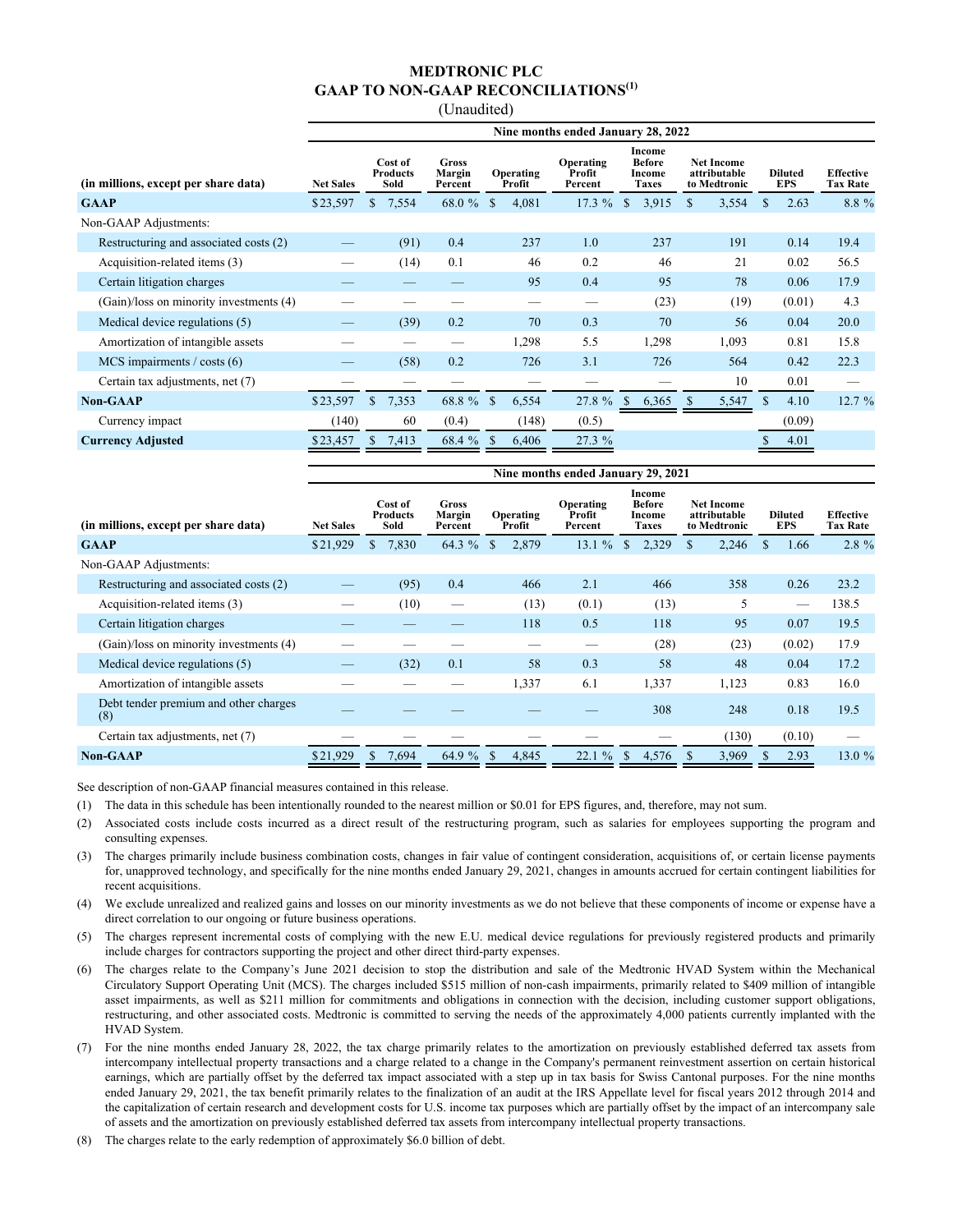# MEDTRONIC PLC
## GAAP TO NON-GAAP RECONCILIATIONS[(1)]
(Unaudited)

| | Nine months ended January 28, 2022 | | | | | | | | |
|---|---|---|---|---|---|---|---|---|---|
| (in millions, except per share data) | Net Sales | Cost of Products Sold | Gross Margin Percent | Operating Profit | Operating Profit Percent | Income Before Income Taxes | Net Income attributable to Medtronic | Diluted EPS | Effective Tax Rate |
| **GAAP** | $23,597 | $ 7,554 | 68.0 % | $ 4,081 | 17.3 % | $ 3,915 | $ 3,554 | $ 2.63 | 8.8 % |
| Non-GAAP Adjustments: | | | | | | | | | |
| Restructuring and associated costs (2) | — | (91) | 0.4 | 237 | 1.0 | 237 | 191 | 0.14 | 19.4 |
| Acquisition-related items (3) | — | (14) | 0.1 | 46 | 0.2 | 46 | 21 | 0.02 | 56.5 |
| Certain litigation charges | — | — | — | 95 | 0.4 | 95 | 78 | 0.06 | 17.9 |
| (Gain)/loss on minority investments (4) | — | — | — | — | — | (23) | (19) | (0.01) | 4.3 |
| Medical device regulations (5) | — | (39) | 0.2 | 70 | 0.3 | 70 | 56 | 0.04 | 20.0 |
| Amortization of intangible assets | — | — | — | 1,298 | 5.5 | 1,298 | 1,093 | 0.81 | 15.8 |
| MCS impairments / costs (6) | — | (58) | 0.2 | 726 | 3.1 | 726 | 564 | 0.42 | 22.3 |
| Certain tax adjustments, net (7) | — | — | — | — | — | — | 10 | 0.01 | — |
| **Non-GAAP** | $23,597 | $ 7,353 | 68.8 % | $ 6,554 | 27.8 % | $ 6,365 | $ 5,547 | $ 4.10 | 12.7 % |
| Currency impact | (140) | 60 | (0.4) | (148) | (0.5) | | | (0.09) | |
| **Currency Adjusted** | $23,457 | $ 7,413 | 68.4 % | $ 6,406 | 27.3 % | | | $ 4.01 | |

| | Nine months ended January 29, 2021 | | | | | | | | |
|---|---|---|---|---|---|---|---|---|---|
| (in millions, except per share data) | Net Sales | Cost of Products Sold | Gross Margin Percent | Operating Profit | Operating Profit Percent | Income Before Income Taxes | Net Income attributable to Medtronic | Diluted EPS | Effective Tax Rate |
| **GAAP** | $21,929 | $ 7,830 | 64.3 % | $ 2,879 | 13.1 % | $ 2,329 | $ 2,246 | $ 1.66 | 2.8 % |
| Non-GAAP Adjustments: | | | | | | | | | |
| Restructuring and associated costs (2) | — | (95) | 0.4 | 466 | 2.1 | 466 | 358 | 0.26 | 23.2 |
| Acquisition-related items (3) | — | (10) | — | (13) | (0.1) | (13) | 5 | — | 138.5 |
| Certain litigation charges | — | — | — | 118 | 0.5 | 118 | 95 | 0.07 | 19.5 |
| (Gain)/loss on minority investments (4) | — | — | — | — | — | (28) | (23) | (0.02) | 17.9 |
| Medical device regulations (5) | — | (32) | 0.1 | 58 | 0.3 | 58 | 48 | 0.04 | 17.2 |
| Amortization of intangible assets | — | — | — | 1,337 | 6.1 | 1,337 | 1,123 | 0.83 | 16.0 |
| Debt tender premium and other charges (8) | — | — | — | — | — | 308 | 248 | 0.18 | 19.5 |
| Certain tax adjustments, net (7) | — | — | — | — | — | — | (130) | (0.10) | — |
| **Non-GAAP** | $21,929 | $ 7,694 | 64.9 % | $ 4,845 | 22.1 % | $ 4,576 | $ 3,969 | $ 2.93 | 13.0 % |

See description of non-GAAP financial measures contained in this release.

(1) The data in this schedule has been intentionally rounded to the nearest million or $0.01 for EPS figures, and, therefore, may not sum.

(2) Associated costs include costs incurred as a direct result of the restructuring program, such as salaries for employees supporting the program and consulting expenses.

(3) The charges primarily include business combination costs, changes in fair value of contingent consideration, acquisitions of, or certain license payments for, unapproved technology, and specifically for the nine months ended January 29, 2021, changes in amounts accrued for certain contingent liabilities for recent acquisitions.

(4) We exclude unrealized and realized gains and losses on our minority investments as we do not believe that these components of income or expense have a direct correlation to our ongoing or future business operations.

(5) The charges represent incremental costs of complying with the new E.U. medical device regulations for previously registered products and primarily include charges for contractors supporting the project and other direct third-party expenses.

(6) The charges relate to the Company's June 2021 decision to stop the distribution and sale of the Medtronic HVAD System within the Mechanical Circulatory Support Operating Unit (MCS). The charges included $515 million of non-cash impairments, primarily related to $409 million of intangible asset impairments, as well as $211 million for commitments and obligations in connection with the decision, including customer support obligations, restructuring, and other associated costs. Medtronic is committed to serving the needs of the approximately 4,000 patients currently implanted with the HVAD System.

(7) For the nine months ended January 28, 2022, the tax charge primarily relates to the amortization on previously established deferred tax assets from intercompany intellectual property transactions and a charge related to a change in the Company's permanent reinvestment assertion on certain historical earnings, which are partially offset by the deferred tax impact associated with a step up in tax basis for Swiss Cantonal purposes. For the nine months ended January 29, 2021, the tax benefit primarily relates to the finalization of an audit at the IRS Appellate level for fiscal years 2012 through 2014 and the capitalization of certain research and development costs for U.S. income tax purposes which are partially offset by the impact of an intercompany sale of assets and the amortization on previously established deferred tax assets from intercompany intellectual property transactions.

(8) The charges relate to the early redemption of approximately $6.0 billion of debt.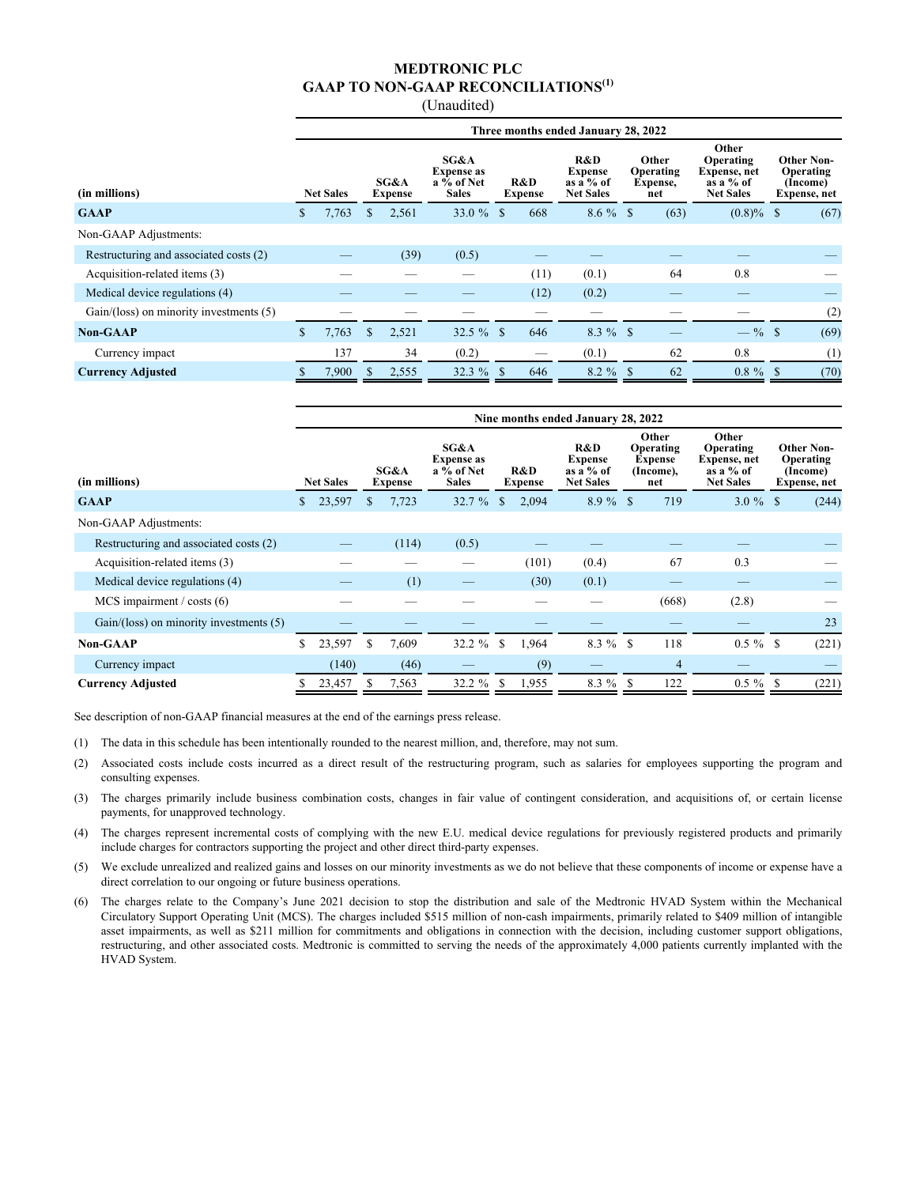# MEDTRONIC PLC
## GAAP TO NON-GAAP RECONCILIATIONS[(1)]
(Unaudited)

| | Three months ended January 28, 2022 | | | | | | | |
|---|---|---|---|---|---|---|---|---|
| (in millions) | Net Sales | SG&A Expense | SG&A Expense as a % of Net Sales | R&D Expense | R&D Expense as a % of Net Sales | Other Operating Expense, net | Other Operating Expense, net as a % of Net Sales | Other Non-Operating (Income) Expense, net |
| **GAAP** | $ 7,763 | $ 2,561 | 33.0 % | $ 668 | 8.6 % | $ (63) | (0.8)% | $ (67) |
| Non-GAAP Adjustments: | | | | | | | | |
| Restructuring and associated costs (2) | — | (39) | (0.5) | — | — | — | — | — |
| Acquisition-related items (3) | — | — | — | (11) | (0.1) | 64 | 0.8 | — |
| Medical device regulations (4) | — | — | — | (12) | (0.2) | — | — | — |
| Gain/(loss) on minority investments (5) | — | — | — | — | — | — | — | (2) |
| **Non-GAAP** | $ 7,763 | $ 2,521 | 32.5 % | $ 646 | 8.3 % | $ — | — % | $ (69) |
| Currency impact | 137 | 34 | (0.2) | — | (0.1) | 62 | 0.8 | (1) |
| **Currency Adjusted** | $ 7,900 | $ 2,555 | 32.3 % | $ 646 | 8.2 % | $ 62 | 0.8 % | $ (70) |

| | Nine months ended January 28, 2022 | | | | | | | |
|---|---|---|---|---|---|---|---|---|
| (in millions) | Net Sales | SG&A Expense | SG&A Expense as a % of Net Sales | R&D Expense | R&D Expense as a % of Net Sales | Other Operating Expense (Income), net | Other Operating Expense, net as a % of Net Sales | Other Non-Operating (Income) Expense, net |
| **GAAP** | $ 23,597 | $ 7,723 | 32.7 % | $ 2,094 | 8.9 % | $ 719 | 3.0 % | $ (244) |
| Non-GAAP Adjustments: | | | | | | | | |
| Restructuring and associated costs (2) | — | (114) | (0.5) | — | — | — | — | — |
| Acquisition-related items (3) | — | — | — | (101) | (0.4) | 67 | 0.3 | — |
| Medical device regulations (4) | — | (1) | — | (30) | (0.1) | — | — | — |
| MCS impairment / costs (6) | — | — | — | — | — | (668) | (2.8) | — |
| Gain/(loss) on minority investments (5) | — | — | — | — | — | — | — | 23 |
| **Non-GAAP** | $ 23,597 | $ 7,609 | 32.2 % | $ 1,964 | 8.3 % | $ 118 | 0.5 % | $ (221) |
| Currency impact | (140) | (46) | — | (9) | — | 4 | — | — |
| **Currency Adjusted** | $ 23,457 | $ 7,563 | 32.2 % | $ 1,955 | 8.3 % | $ 122 | 0.5 % | $ (221) |

See description of non-GAAP financial measures at the end of the earnings press release.

(1) The data in this schedule has been intentionally rounded to the nearest million, and, therefore, may not sum.

(2) Associated costs include costs incurred as a direct result of the restructuring program, such as salaries for employees supporting the program and consulting expenses.

(3) The charges primarily include business combination costs, changes in fair value of contingent consideration, and acquisitions of, or certain license payments, for unapproved technology.

(4) The charges represent incremental costs of complying with the new E.U. medical device regulations for previously registered products and primarily include charges for contractors supporting the project and other direct third-party expenses.

(5) We exclude unrealized and realized gains and losses on our minority investments as we do not believe that these components of income or expense have a direct correlation to our ongoing or future business operations.

(6) The charges relate to the Company's June 2021 decision to stop the distribution and sale of the Medtronic HVAD System within the Mechanical Circulatory Support Operating Unit (MCS). The charges included $515 million of non-cash impairments, primarily related to $409 million of intangible asset impairments, as well as $211 million for commitments and obligations in connection with the decision, including customer support obligations, restructuring, and other associated costs. Medtronic is committed to serving the needs of the approximately 4,000 patients currently implanted with the HVAD System.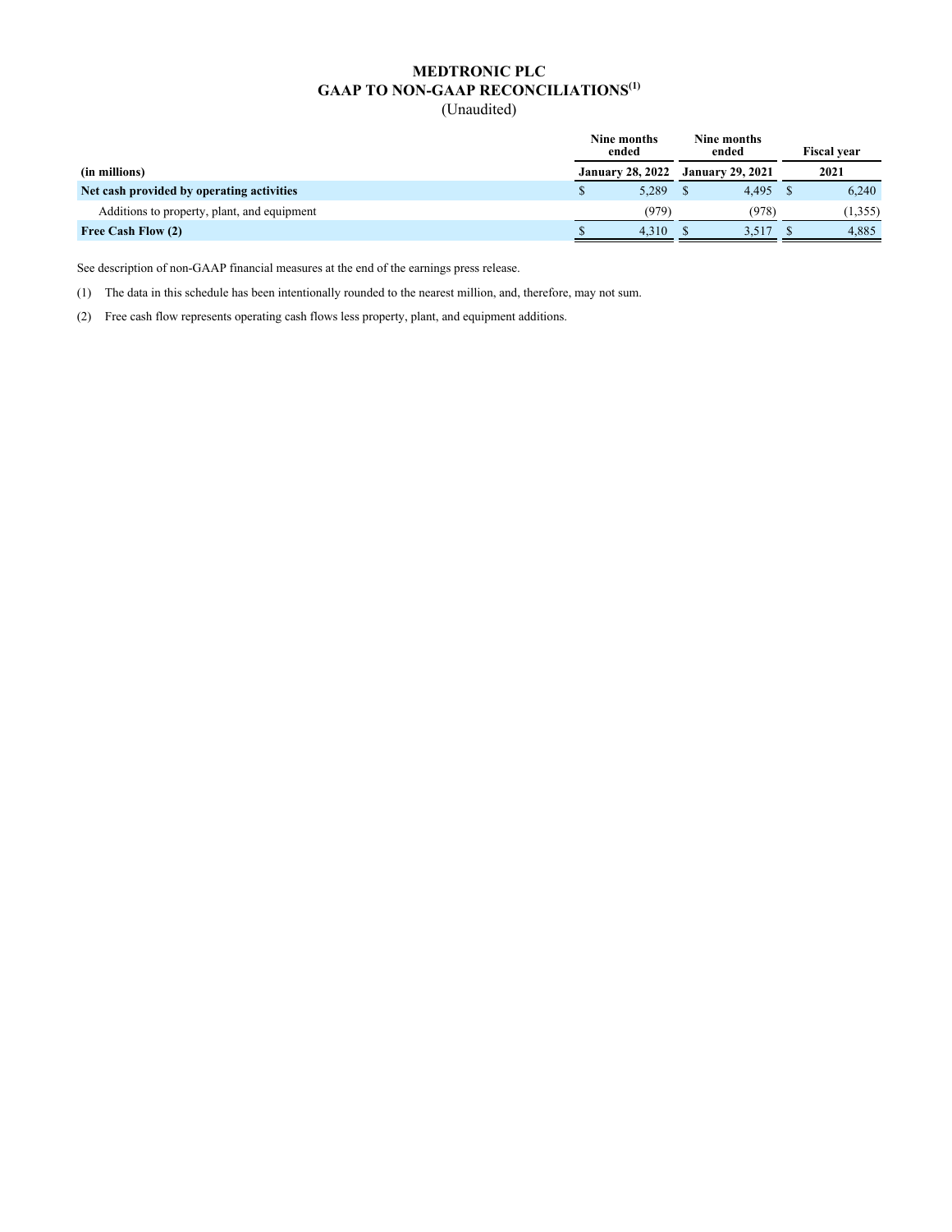# MEDTRONIC PLC

## GAAP TO NON-GAAP RECONCILIATIONS[1]

(Unaudited)

| (in millions) | Nine months ended January 28, 2022 | Nine months ended January 29, 2021 | Fiscal year 2021 |
|---|---|---|---|
| **Net cash provided by operating activities** | $ 5,289 | $ 4,495 | $ 6,240 |
| Additions to property, plant, and equipment | (979) | (978) | (1,355) |
| **Free Cash Flow (2)** | $ 4,310 | $ 3,517 | $ 4,885 |

See description of non-GAAP financial measures at the end of the earnings press release.

(1) The data in this schedule has been intentionally rounded to the nearest million, and, therefore, may not sum.

(2) Free cash flow represents operating cash flows less property, plant, and equipment additions.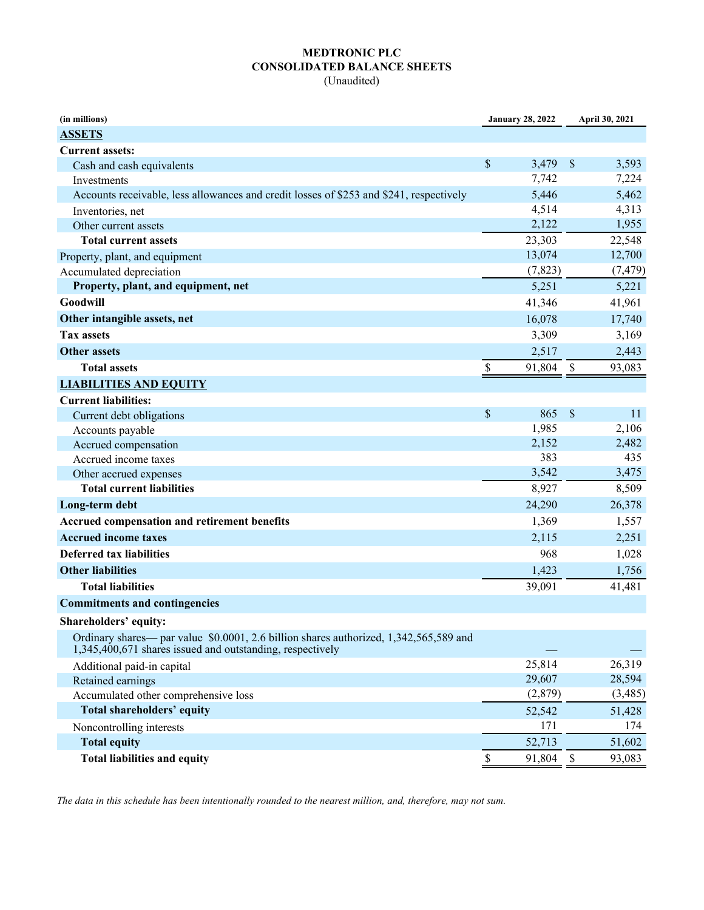# MEDTRONIC PLC
## CONSOLIDATED BALANCE SHEETS
(Unaudited)

| (in millions) | January 28, 2022 | April 30, 2021 |
|---|---|---|
| **ASSETS** | | |
| **Current assets:** | | |
| Cash and cash equivalents | $ 3,479 | $ 3,593 |
| Investments | 7,742 | 7,224 |
| Accounts receivable, less allowances and credit losses of $253 and $241, respectively | 5,446 | 5,462 |
| Inventories, net | 4,514 | 4,313 |
| Other current assets | 2,122 | 1,955 |
| **Total current assets** | 23,303 | 22,548 |
| Property, plant, and equipment | 13,074 | 12,700 |
| Accumulated depreciation | (7,823) | (7,479) |
| **Property, plant, and equipment, net** | 5,251 | 5,221 |
| **Goodwill** | 41,346 | 41,961 |
| **Other intangible assets, net** | 16,078 | 17,740 |
| **Tax assets** | 3,309 | 3,169 |
| **Other assets** | 2,517 | 2,443 |
| **Total assets** | $ 91,804 | $ 93,083 |
| **LIABILITIES AND EQUITY** | | |
| **Current liabilities:** | | |
| Current debt obligations | $ 865 | $ 11 |
| Accounts payable | 1,985 | 2,106 |
| Accrued compensation | 2,152 | 2,482 |
| Accrued income taxes | 383 | 435 |
| Other accrued expenses | 3,542 | 3,475 |
| **Total current liabilities** | 8,927 | 8,509 |
| **Long-term debt** | 24,290 | 26,378 |
| **Accrued compensation and retirement benefits** | 1,369 | 1,557 |
| **Accrued income taxes** | 2,115 | 2,251 |
| **Deferred tax liabilities** | 968 | 1,028 |
| **Other liabilities** | 1,423 | 1,756 |
| **Total liabilities** | 39,091 | 41,481 |
| **Commitments and contingencies** | | |
| **Shareholders' equity:** | | |
| Ordinary shares— par value $0.0001, 2.6 billion shares authorized, 1,342,565,589 and 1,345,400,671 shares issued and outstanding, respectively | — | — |
| Additional paid-in capital | 25,814 | 26,319 |
| Retained earnings | 29,607 | 28,594 |
| Accumulated other comprehensive loss | (2,879) | (3,485) |
| **Total shareholders' equity** | 52,542 | 51,428 |
| Noncontrolling interests | 171 | 174 |
| **Total equity** | 52,713 | 51,602 |
| **Total liabilities and equity** | $ 91,804 | $ 93,083 |

*The data in this schedule has been intentionally rounded to the nearest million, and, therefore, may not sum.*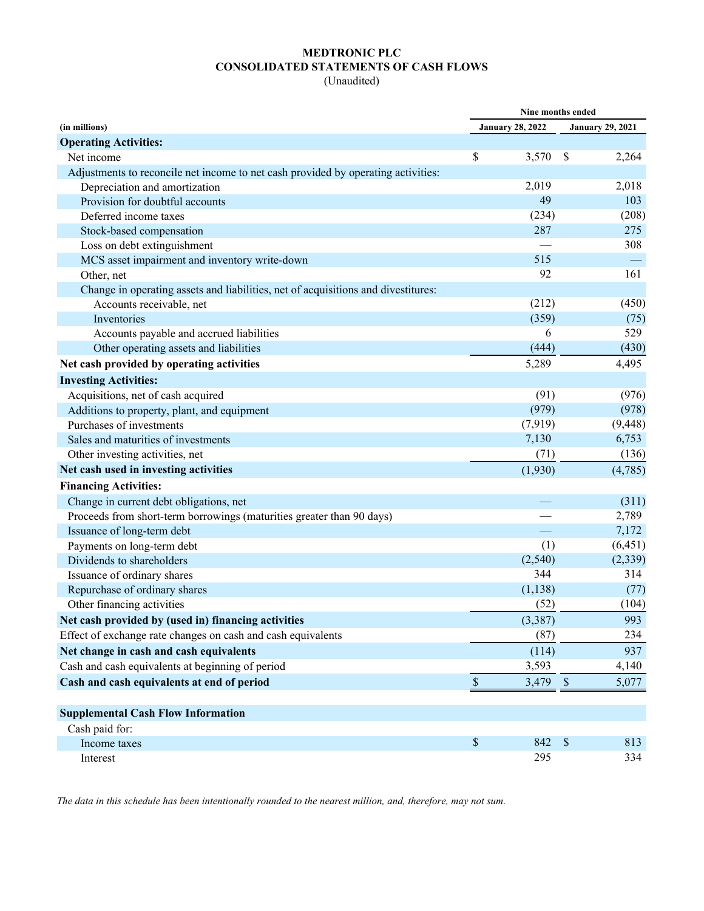# MEDTRONIC PLC
## CONSOLIDATED STATEMENTS OF CASH FLOWS
(Unaudited)

| (in millions) | Nine months ended January 28, 2022 | Nine months ended January 29, 2021 |
|---|---|---|
| **Operating Activities:** | | |
| Net income | $ 3,570 | $ 2,264 |
| Adjustments to reconcile net income to net cash provided by operating activities: | | |
| Depreciation and amortization | 2,019 | 2,018 |
| Provision for doubtful accounts | 49 | 103 |
| Deferred income taxes | (234) | (208) |
| Stock-based compensation | 287 | 275 |
| Loss on debt extinguishment | — | 308 |
| MCS asset impairment and inventory write-down | 515 | — |
| Other, net | 92 | 161 |
| Change in operating assets and liabilities, net of acquisitions and divestitures: | | |
| Accounts receivable, net | (212) | (450) |
| Inventories | (359) | (75) |
| Accounts payable and accrued liabilities | 6 | 529 |
| Other operating assets and liabilities | (444) | (430) |
| **Net cash provided by operating activities** | 5,289 | 4,495 |
| **Investing Activities:** | | |
| Acquisitions, net of cash acquired | (91) | (976) |
| Additions to property, plant, and equipment | (979) | (978) |
| Purchases of investments | (7,919) | (9,448) |
| Sales and maturities of investments | 7,130 | 6,753 |
| Other investing activities, net | (71) | (136) |
| **Net cash used in investing activities** | (1,930) | (4,785) |
| **Financing Activities:** | | |
| Change in current debt obligations, net | — | (311) |
| Proceeds from short-term borrowings (maturities greater than 90 days) | — | 2,789 |
| Issuance of long-term debt | — | 7,172 |
| Payments on long-term debt | (1) | (6,451) |
| Dividends to shareholders | (2,540) | (2,339) |
| Issuance of ordinary shares | 344 | 314 |
| Repurchase of ordinary shares | (1,138) | (77) |
| Other financing activities | (52) | (104) |
| **Net cash provided by (used in) financing activities** | (3,387) | 993 |
| Effect of exchange rate changes on cash and cash equivalents | (87) | 234 |
| **Net change in cash and cash equivalents** | (114) | 937 |
| Cash and cash equivalents at beginning of period | 3,593 | 4,140 |
| **Cash and cash equivalents at end of period** | $ 3,479 | $ 5,077 |
| | | |
| **Supplemental Cash Flow Information** | | |
| Cash paid for: | | |
| Income taxes | $ 842 | $ 813 |
| Interest | 295 | 334 |

*The data in this schedule has been intentionally rounded to the nearest million, and, therefore, may not sum.*